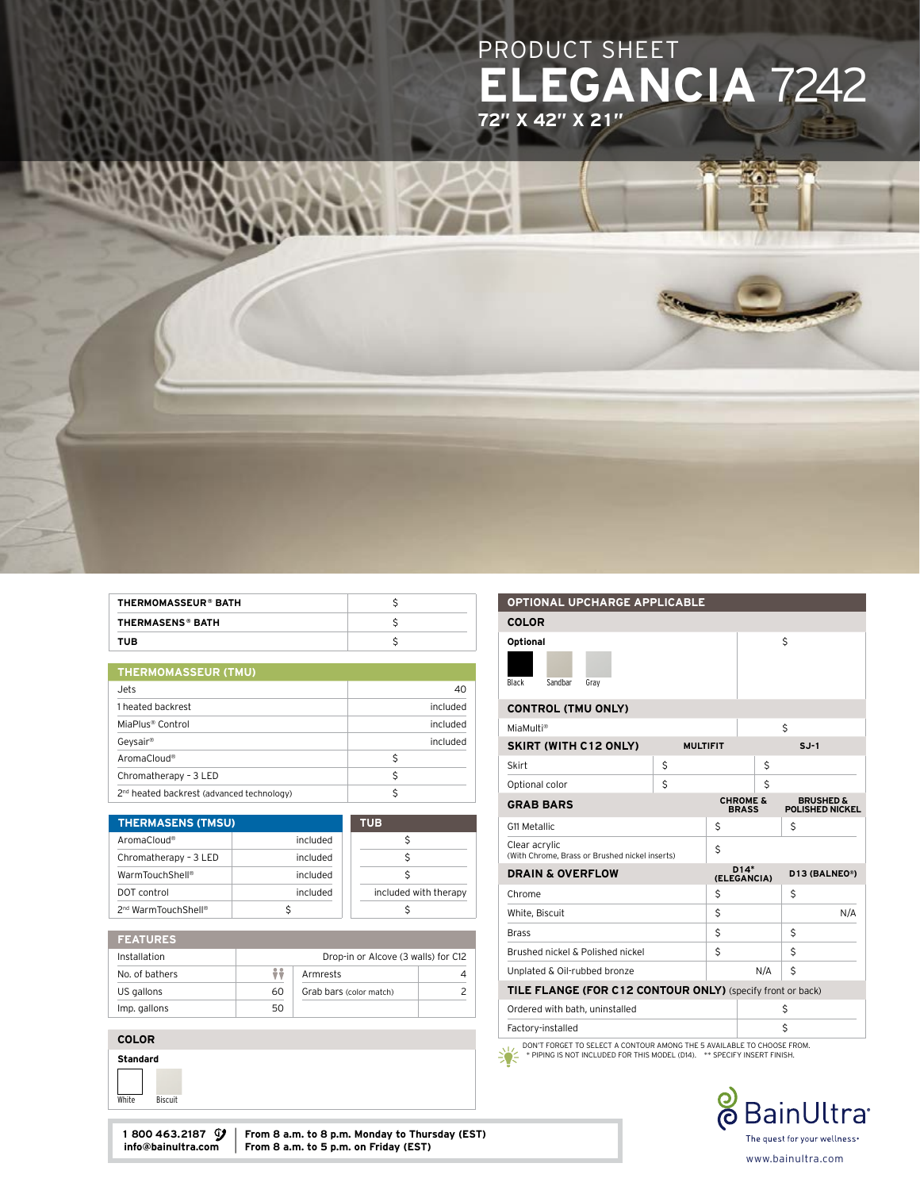PRODUCT SHEET

# ELEGANCIA 7242

**72" X 42" X 21"**

| THERMOMASSEUR® BATH | $ |
|---|---|
| THERMASENS® BATH | $ |
| TUB | $ |

| THERMOMASSEUR (TMU) | |
|---|---|
| Jets | 40 |
| 1 heated backrest | included |
| MiaPlus® Control | included |
| Geysair® | included |
| AromaCloud® | $ |
| Chromatherapy – 3 LED | $ |
| 2nd heated backrest (advanced technology) | $ |

| | THERMASENS (TMSU) | TUB |
|---|---|---|
| AromaCloud® | included | $ |
| Chromatherapy – 3 LED | included | $ |
| WarmTouchShell® | included | $ |
| DOT control | included | included with therapy |
| 2nd WarmTouchShell® | $ | $ |

| FEATURES | | | |
|---|---|---|---|
| Installation | Drop-in or Alcove (3 walls) for C12 | | |
| No. of bathers | 2 | Armrests | 4 |
| US gallons | 60 | Grab bars (color match) | 2 |
| Imp. gallons | 50 | | |

**COLOR**

**Standard**

White, Biscuit

| OPTIONAL UPCHARGE APPLICABLE | | |
|---|---|---|
| **COLOR** | | |
| **Optional** (Black, Sandbar, Gray) | $ | |
| **CONTROL (TMU ONLY)** | | |
| MiaMulti® | $ | |
| **SKIRT (WITH C12 ONLY)** | **MULTIFIT** | **SJ-1** |
| Skirt | $ | $ |
| Optional color | $ | $ |
| **GRAB BARS** | **CHROME & BRASS** | **BRUSHED & POLISHED NICKEL** |
| G11 Metallic | $ | $ |
| Clear acrylic (With Chrome, Brass or Brushed nickel inserts) | $ | |
| **DRAIN & OVERFLOW** | **D14* (ELEGANCIA)** | **D13 (BALNEO®)** |
| Chrome | $ | $ |
| White, Biscuit | $ | N/A |
| Brass | $ | $ |
| Brushed nickel & Polished nickel | $ | $ |
| Unplated & Oil-rubbed bronze | N/A | $ |
| **TILE FLANGE (FOR C12 CONTOUR ONLY)** (specify front or back) | | |
| Ordered with bath, uninstalled | $ | |
| Factory-installed | $ | |

DON'T FORGET TO SELECT A CONTOUR AMONG THE 5 AVAILABLE TO CHOOSE FROM.
* PIPING IS NOT INCLUDED FOR THIS MODEL (D14). ** SPECIFY INSERT FINISH.

**1 800 463.2187**
**info@bainultra.com**

**From 8 a.m. to 8 p.m. Monday to Thursday (EST)**
**From 8 a.m. to 5 p.m. on Friday (EST)**

BainUltra
The quest for your wellness
www.bainultra.com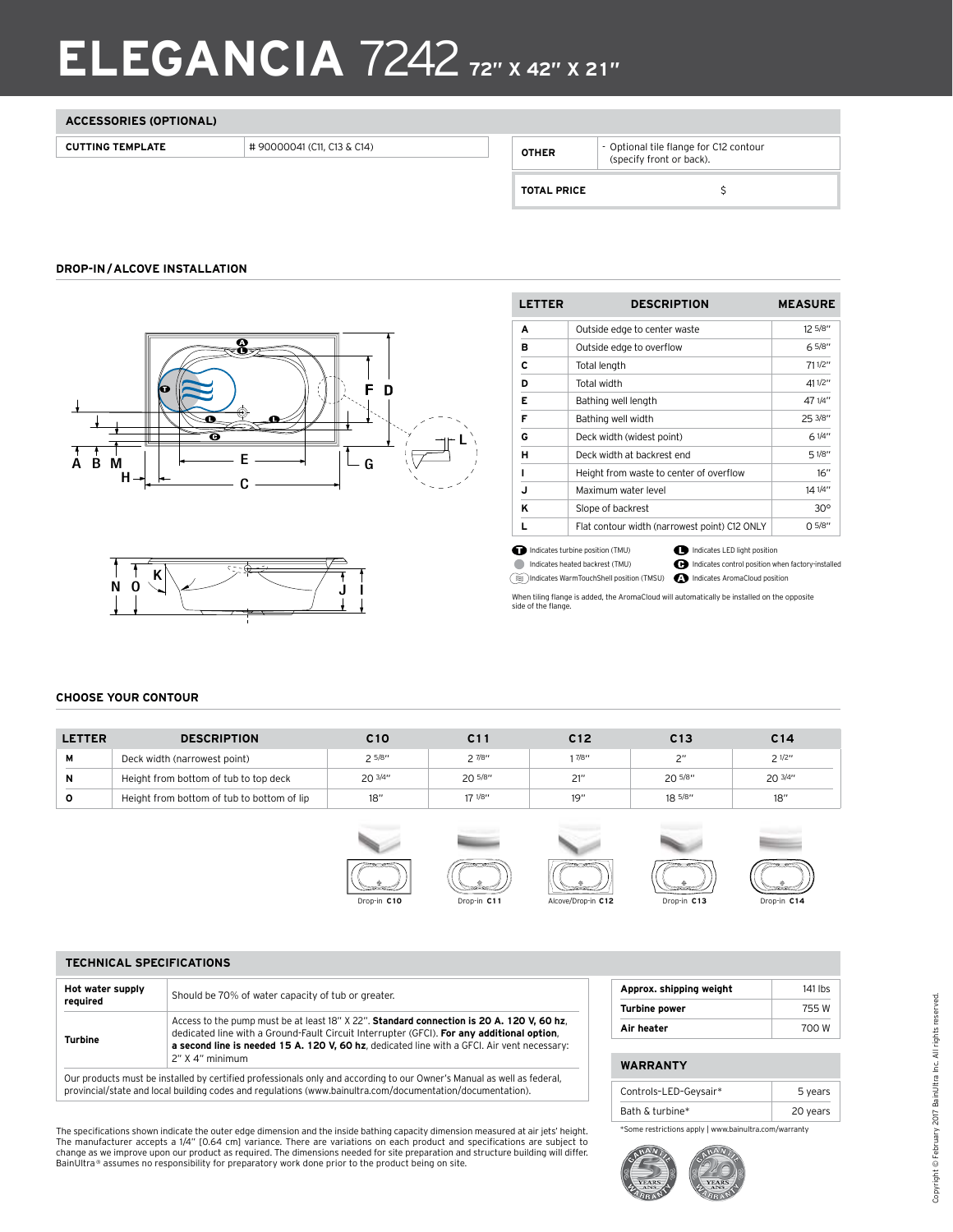# ELEGANCIA 7242 72" X 42" X 21"

## ACCESSORIES (OPTIONAL)

| | |
|---|---|
| **CUTTING TEMPLATE** | # 90000041 (C11, C13 & C14) |

| | |
|---|---|
| **OTHER** | - Optional tile flange for C12 contour (specify front or back). |
| **TOTAL PRICE** | $ |

## DROP-IN / ALCOVE INSTALLATION

| LETTER | DESCRIPTION | MEASURE |
|---|---|---|
| A | Outside edge to center waste | 12 5/8" |
| B | Outside edge to overflow | 6 5/8" |
| C | Total length | 71 1/2" |
| D | Total width | 41 1/2" |
| E | Bathing well length | 47 1/4" |
| F | Bathing well width | 25 3/8" |
| G | Deck width (widest point) | 6 1/4" |
| H | Deck width at backrest end | 5 1/8" |
| I | Height from waste to center of overflow | 16" |
| J | Maximum water level | 14 1/4" |
| K | Slope of backrest | 30° |
| L | Flat contour width (narrowest point) C12 ONLY | 0 5/8" |

T Indicates turbine position (TMU)
Indicates heated backrest (TMU)
Indicates WarmTouchShell position (TMSU)
L Indicates LED light position
C Indicates control position when factory-installed
A Indicates AromaCloud position

When tiling flange is added, the AromaCloud will automatically be installed on the opposite side of the flange.

## CHOOSE YOUR CONTOUR

| LETTER | DESCRIPTION | C10 | C11 | C12 | C13 | C14 |
|---|---|---|---|---|---|---|
| M | Deck width (narrowest point) | 2 5/8" | 2 7/8" | 1 7/8" | 2" | 2 1/2" |
| N | Height from bottom of tub to top deck | 20 3/4" | 20 5/8" | 21" | 20 5/8" | 20 3/4" |
| O | Height from bottom of tub to bottom of lip | 18" | 17 1/8" | 19" | 18 5/8" | 18" |

Drop-in **C10** Drop-in **C11** Alcove/Drop-in **C12** Drop-in **C13** Drop-in **C14**

## TECHNICAL SPECIFICATIONS

| | |
|---|---|
| **Hot water supply required** | Should be 70% of water capacity of tub or greater. |
| **Turbine** | Access to the pump must be at least 18" X 22". **Standard connection is 20 A. 120 V, 60 hz**, dedicated line with a Ground-Fault Circuit Interrupter (GFCI). **For any additional option**, **a second line is needed 15 A. 120 V, 60 hz**, dedicated line with a GFCI. Air vent necessary: 2" X 4" minimum |

Our products must be installed by certified professionals only and according to our Owner's Manual as well as federal, provincial/state and local building codes and regulations (www.bainultra.com/documentation/documentation).

| | |
|---|---|
| **Approx. shipping weight** | 141 lbs |
| **Turbine power** | 755 W |
| **Air heater** | 700 W |

## WARRANTY

| | |
|---|---|
| Controls-LED-Geysair* | 5 years |
| Bath & turbine* | 20 years |

*Some restrictions apply | www.bainultra.com/warranty

The specifications shown indicate the outer edge dimension and the inside bathing capacity dimension measured at air jets' height. The manufacturer accepts a 1/4" [0.64 cm] variance. There are variations on each product and specifications are subject to change as we improve upon our product as required. The dimensions needed for site preparation and structure building will differ. BainUltra® assumes no responsibility for preparatory work done prior to the product being on site.

Copyright © February 2017 BainUltra Inc. All rights reserved.